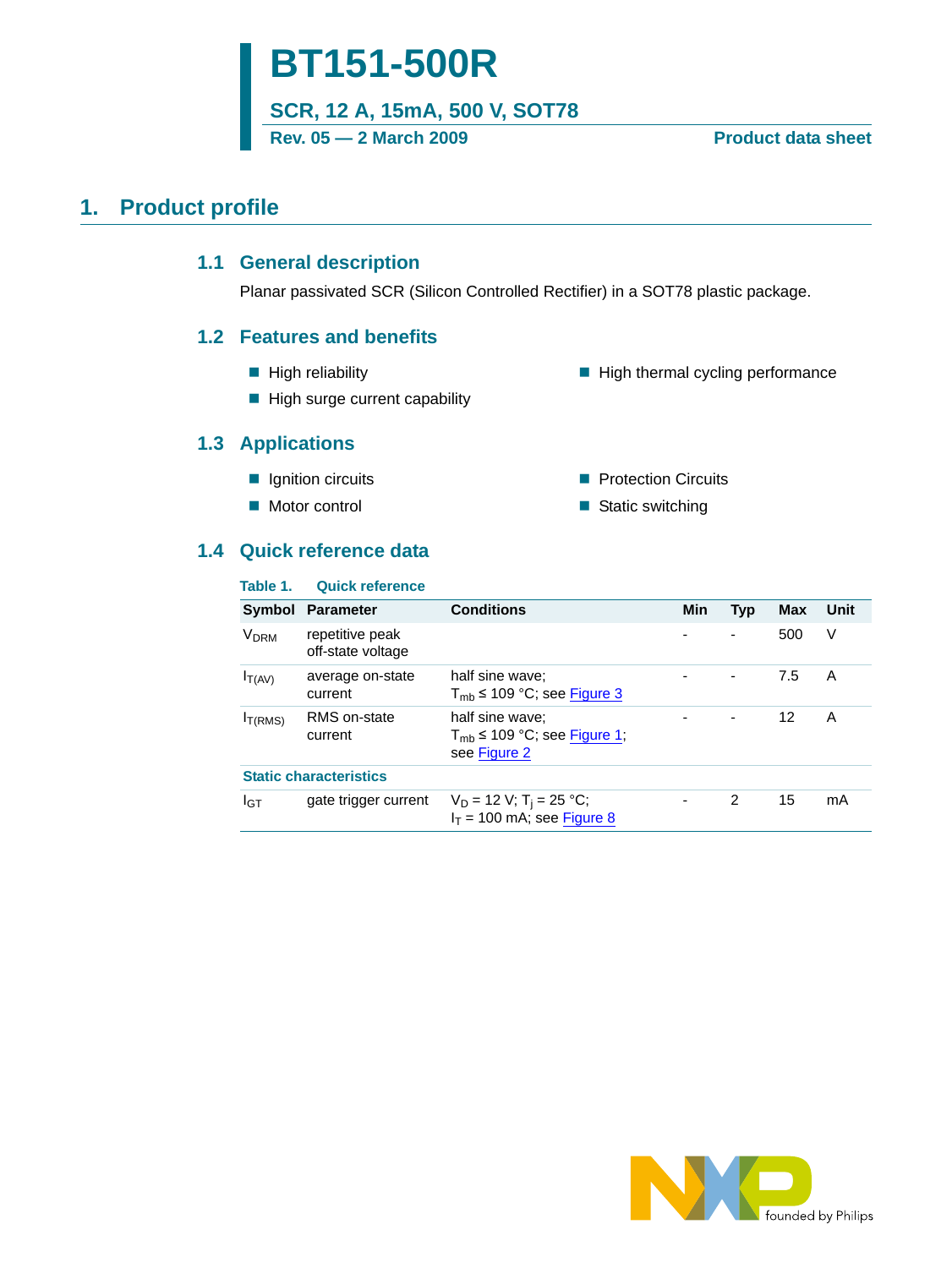# BT151-500R

## SCR, 12 A, 15mA, 500 V, SOT78

Rev. 05 — 2 March 2009 **Product data sheet**

## 1. Product profile

### 1.1 General description

Planar passivated SCR (Silicon Controlled Rectifier) in a SOT78 plastic package.

### 1.2 Features and benefits

- High reliability
- High surge current capability
- High thermal cycling performance

### 1.3 Applications

- Ignition circuits
- Motor control
- Protection Circuits
- Static switching

### 1.4 Quick reference data

**Table 1. Quick reference**

| Symbol | Parameter | Conditions | Min | Typ | Max | Unit |
|---|---|---|---|---|---|---|
| $V_{DRM}$ | repetitive peak off-state voltage | | - | - | 500 | V |
| $I_{T(AV)}$ | average on-state current | half sine wave; $T_{mb} \leq 109$ °C; see Figure 3 | - | - | 7.5 | A |
| $I_{T(RMS)}$ | RMS on-state current | half sine wave; $T_{mb} \leq 109$ °C; see Figure 1; see Figure 2 | - | - | 12 | A |
| **Static characteristics** | | | | | | |
| $I_{GT}$ | gate trigger current | $V_D = 12$ V; $T_j = 25$ °C; $I_T = 100$ mA; see Figure 8 | - | 2 | 15 | mA |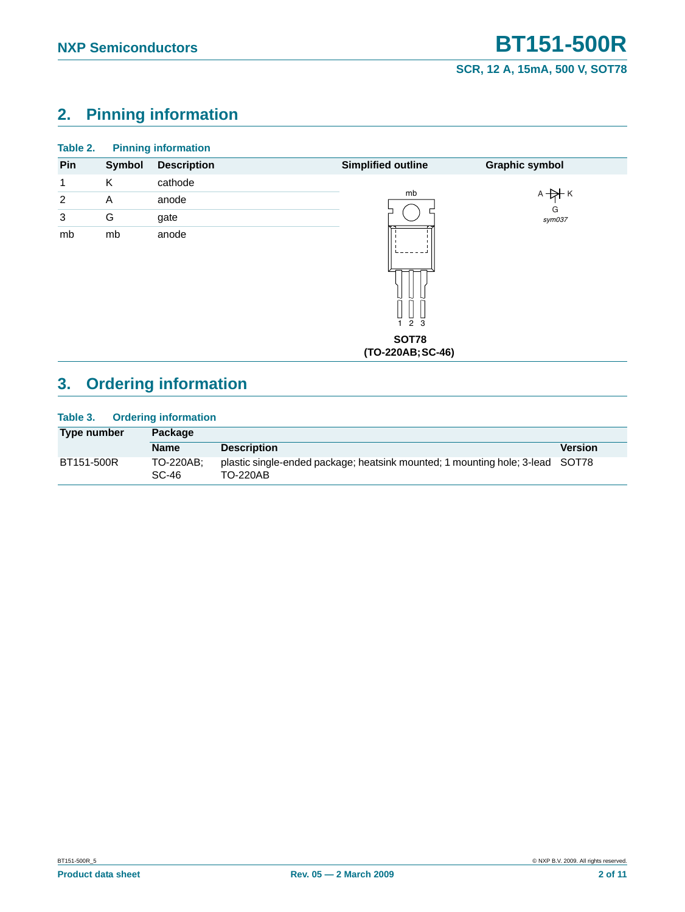## 2. Pinning information

**Table 2. Pinning information**

| Pin | Symbol | Description | Simplified outline | Graphic symbol |
|---|---|---|---|---|
| 1 | K | cathode | | |
| 2 | A | anode | | |
| 3 | G | gate | | |
| mb | mb | anode | | |

mb

1 2 3

**SOT78 (TO-220AB; SC-46)**

A K G

*sym037*

## 3. Ordering information

**Table 3. Ordering information**

| Type number | Package | | |
|---|---|---|---|
| | **Name** | **Description** | **Version** |
| BT151-500R | TO-220AB; SC-46 | plastic single-ended package; heatsink mounted; 1 mounting hole; 3-lead TO-220AB | SOT78 |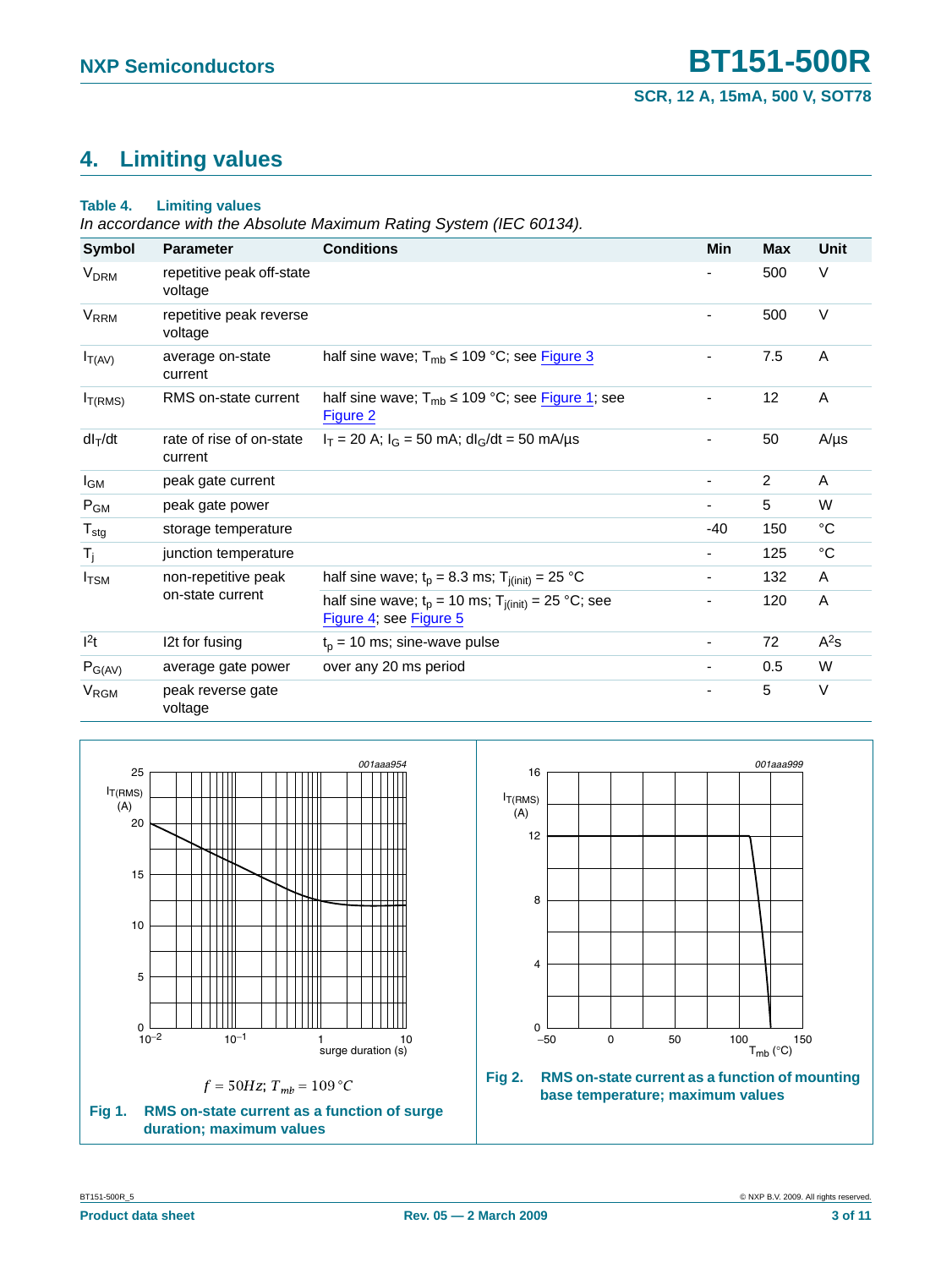## 4. Limiting values

**Table 4. Limiting values**

*In accordance with the Absolute Maximum Rating System (IEC 60134).*

| Symbol | Parameter | Conditions | Min | Max | Unit |
|---|---|---|---|---|---|
| $V_{DRM}$ | repetitive peak off-state voltage | | - | 500 | V |
| $V_{RRM}$ | repetitive peak reverse voltage | | - | 500 | V |
| $I_{T(AV)}$ | average on-state current | half sine wave; $T_{mb} \leq 109$ °C; see Figure 3 | - | 7.5 | A |
| $I_{T(RMS)}$ | RMS on-state current | half sine wave; $T_{mb} \leq 109$ °C; see Figure 1; see Figure 2 | - | 12 | A |
| $dI_T/dt$ | rate of rise of on-state current | $I_T = 20$ A; $I_G = 50$ mA; $dI_G/dt = 50$ mA/µs | - | 50 | A/µs |
| $I_{GM}$ | peak gate current | | - | 2 | A |
| $P_{GM}$ | peak gate power | | - | 5 | W |
| $T_{stg}$ | storage temperature | | -40 | 150 | °C |
| $T_j$ | junction temperature | | - | 125 | °C |
| $I_{TSM}$ | non-repetitive peak on-state current | half sine wave; $t_p = 8.3$ ms; $T_{j(init)} = 25$ °C | - | 132 | A |
| | | half sine wave; $t_p = 10$ ms; $T_{j(init)} = 25$ °C; see Figure 4; see Figure 5 | - | 120 | A |
| $I^2t$ | I2t for fusing | $t_p = 10$ ms; sine-wave pulse | - | 72 | $A^2s$ |
| $P_{G(AV)}$ | average gate power | over any 20 ms period | - | 0.5 | W |
| $V_{RGM}$ | peak reverse gate voltage | | - | 5 | V |

$f = 50Hz$; $T_{mb} = 109\,°C$

**Fig 1. RMS on-state current as a function of surge duration; maximum values**

**Fig 2. RMS on-state current as a function of mounting base temperature; maximum values**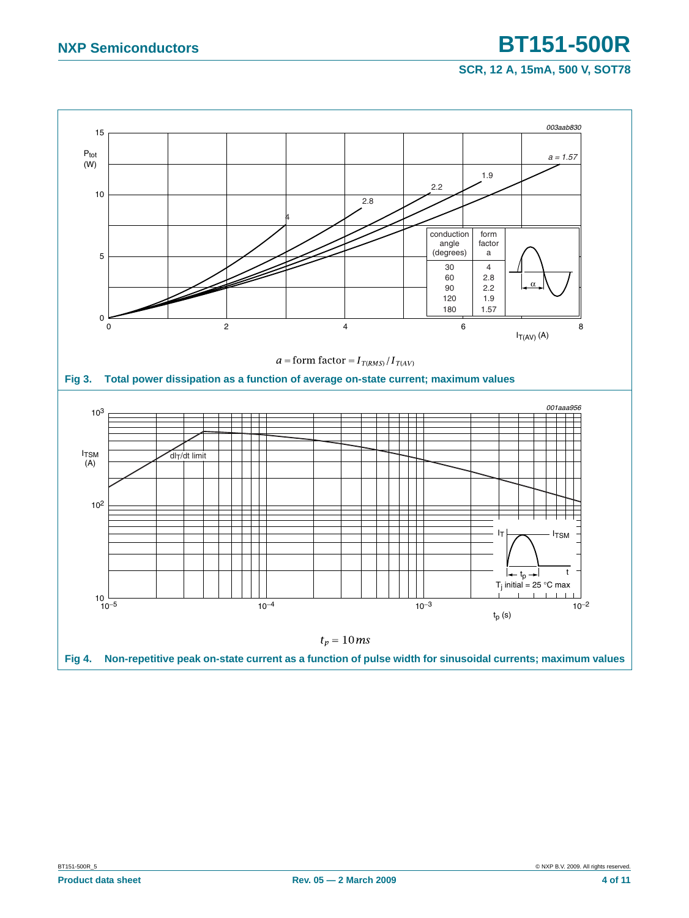| conduction angle (degrees) | form factor a |
|---|---|
| 30 | 4 |
| 60 | 2.8 |
| 90 | 2.2 |
| 120 | 1.9 |
| 180 | 1.57 |

$$a = \text{form factor} = I_{T(RMS)} / I_{T(AV)}$$

**Fig 3. Total power dissipation as a function of average on-state current; maximum values**

$$t_p = 10\,ms$$

**Fig 4. Non-repetitive peak on-state current as a function of pulse width for sinusoidal currents; maximum values**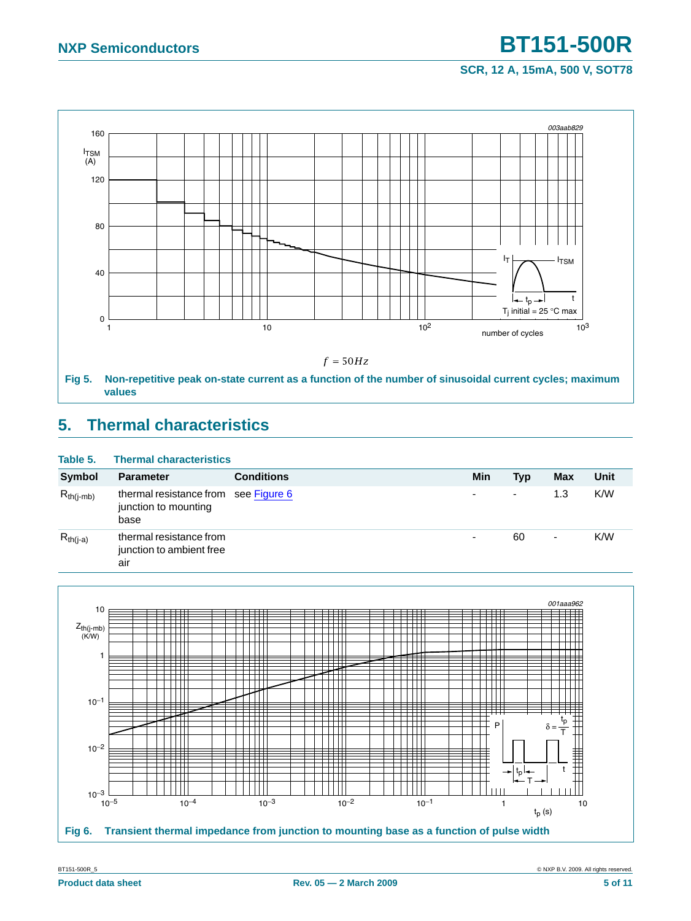Fig 5. Non-repetitive peak on-state current as a function of the number of sinusoidal current cycles; maximum values

## 5. Thermal characteristics

**Table 5. Thermal characteristics**

| Symbol | Parameter | Conditions | Min | Typ | Max | Unit |
|---|---|---|---|---|---|---|
| $R_{th(j-mb)}$ | thermal resistance from junction to mounting base | see Figure 6 | - | - | 1.3 | K/W |
| $R_{th(j-a)}$ | thermal resistance from junction to ambient free air | | - | 60 | - | K/W |

Fig 6. Transient thermal impedance from junction to mounting base as a function of pulse width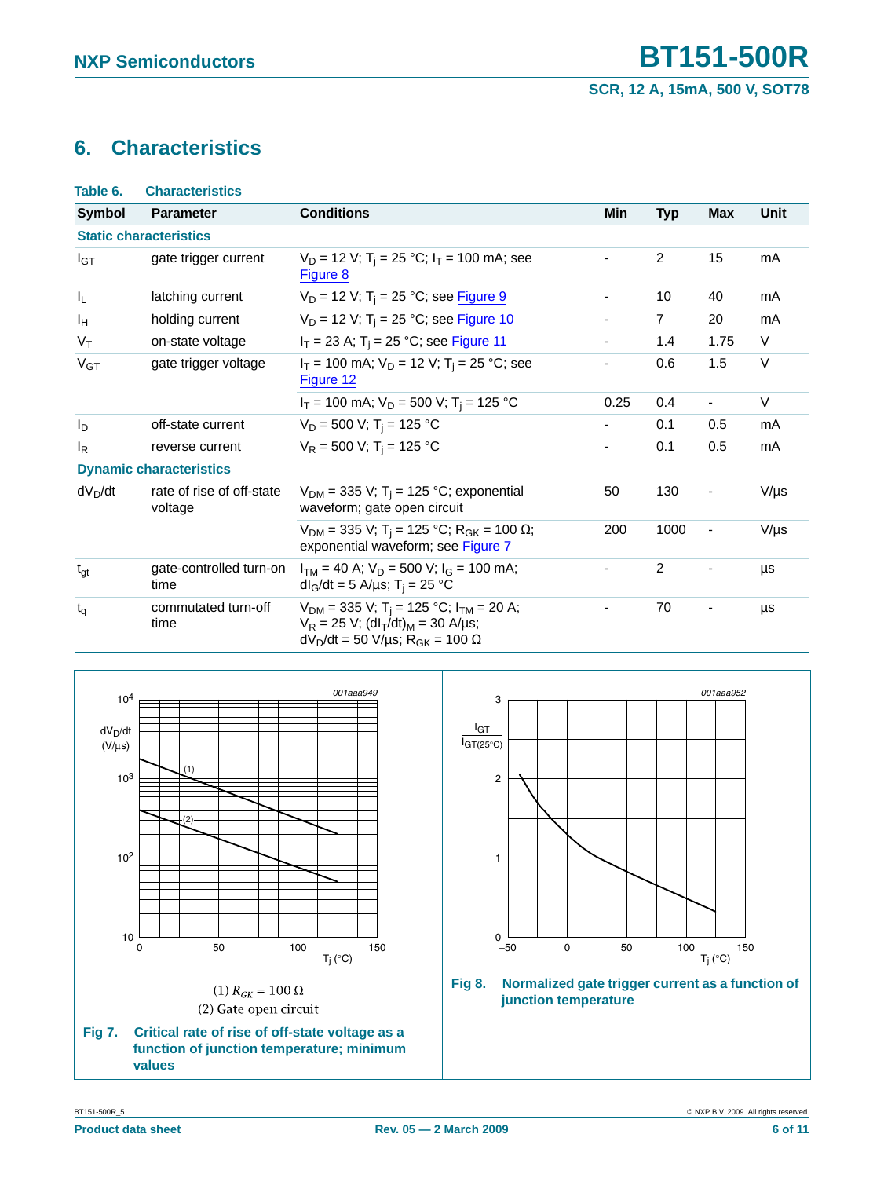## 6. Characteristics

**Table 6. Characteristics**

| Symbol | Parameter | Conditions | Min | Typ | Max | Unit |
|---|---|---|---|---|---|---|
| **Static characteristics** | | | | | | |
| $I_{GT}$ | gate trigger current | $V_D$ = 12 V; $T_j$ = 25 °C; $I_T$ = 100 mA; see Figure 8 | - | 2 | 15 | mA |
| $I_L$ | latching current | $V_D$ = 12 V; $T_j$ = 25 °C; see Figure 9 | - | 10 | 40 | mA |
| $I_H$ | holding current | $V_D$ = 12 V; $T_j$ = 25 °C; see Figure 10 | - | 7 | 20 | mA |
| $V_T$ | on-state voltage | $I_T$ = 23 A; $T_j$ = 25 °C; see Figure 11 | - | 1.4 | 1.75 | V |
| $V_{GT}$ | gate trigger voltage | $I_T$ = 100 mA; $V_D$ = 12 V; $T_j$ = 25 °C; see Figure 12 | - | 0.6 | 1.5 | V |
| | | $I_T$ = 100 mA; $V_D$ = 500 V; $T_j$ = 125 °C | 0.25 | 0.4 | - | V |
| $I_D$ | off-state current | $V_D$ = 500 V; $T_j$ = 125 °C | - | 0.1 | 0.5 | mA |
| $I_R$ | reverse current | $V_R$ = 500 V; $T_j$ = 125 °C | - | 0.1 | 0.5 | mA |
| **Dynamic characteristics** | | | | | | |
| $dV_D/dt$ | rate of rise of off-state voltage | $V_{DM}$ = 335 V; $T_j$ = 125 °C; exponential waveform; gate open circuit | 50 | 130 | - | V/µs |
| | | $V_{DM}$ = 335 V; $T_j$ = 125 °C; $R_{GK}$ = 100 Ω; exponential waveform; see Figure 7 | 200 | 1000 | - | V/µs |
| $t_{gt}$ | gate-controlled turn-on time | $I_{TM}$ = 40 A; $V_D$ = 500 V; $I_G$ = 100 mA; $dI_G/dt$ = 5 A/µs; $T_j$ = 25 °C | - | 2 | - | µs |
| $t_q$ | commutated turn-off time | $V_{DM}$ = 335 V; $T_j$ = 125 °C; $I_{TM}$ = 20 A; $V_R$ = 25 V; $(dI_T/dt)_M$ = 30 A/µs; $dV_D/dt$ = 50 V/µs; $R_{GK}$ = 100 Ω | - | 70 | - | µs |

(1) $R_{GK} = 100\ \Omega$

(2) Gate open circuit

**Fig 7. Critical rate of rise of off-state voltage as a function of junction temperature; minimum values**

**Fig 8. Normalized gate trigger current as a function of junction temperature**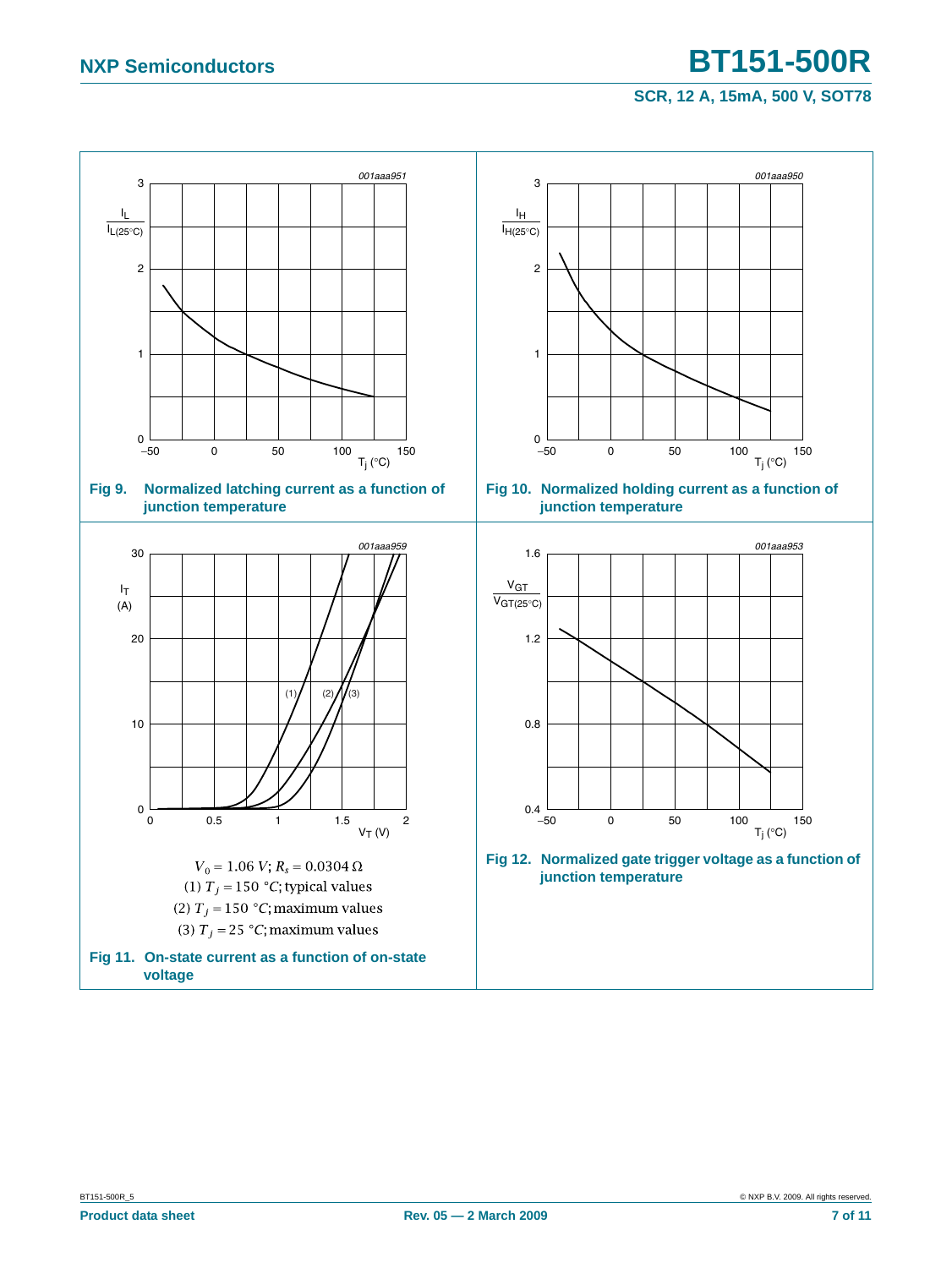Fig 9. Normalized latching current as a function of junction temperature

Fig 10. Normalized holding current as a function of junction temperature

$V_0 = 1.06\ V$; $R_s = 0.0304\ \Omega$

(1) $T_j = 150\ °C$; typical values

(2) $T_j = 150\ °C$; maximum values

(3) $T_j = 25\ °C$; maximum values

Fig 11. On-state current as a function of on-state voltage

Fig 12. Normalized gate trigger voltage as a function of junction temperature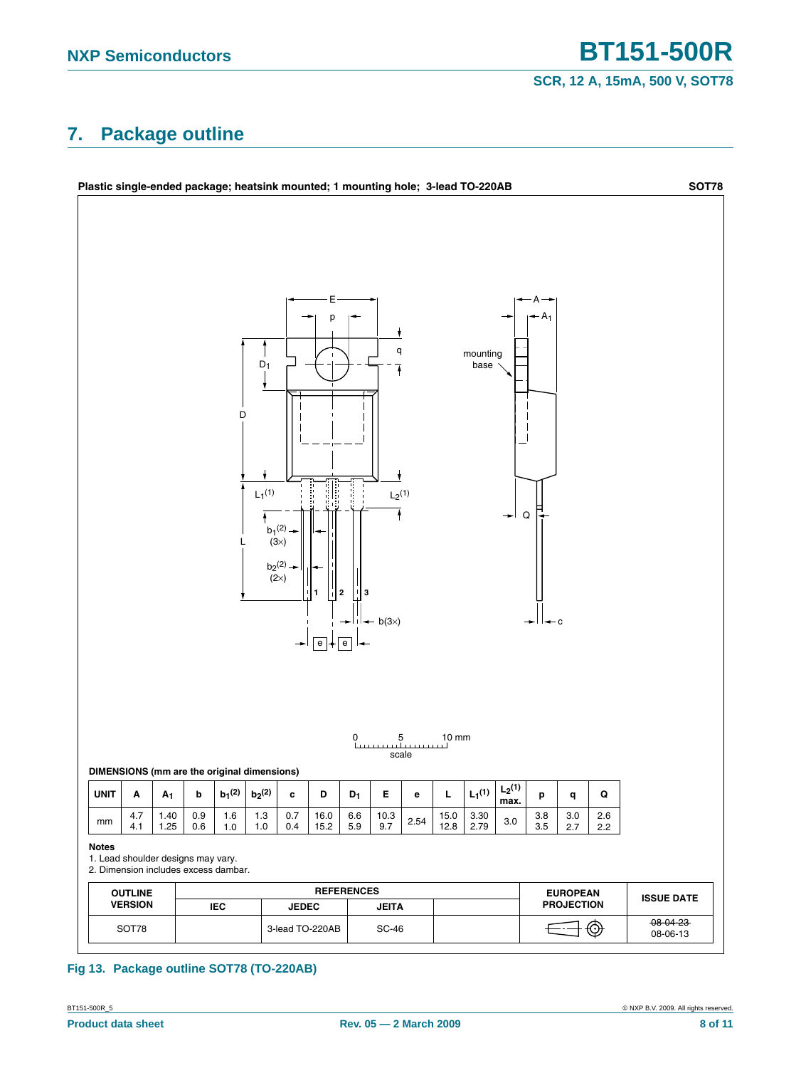# 7. Package outline

**Plastic single-ended package; heatsink mounted; 1 mounting hole; 3-lead TO-220AB** **SOT78**

**DIMENSIONS (mm are the original dimensions)**

| UNIT | A | $A_1$ | b | $b_1$(2) | $b_2$(2) | c | D | $D_1$ | E | e | L | $L_1$(1) | $L_2$(1) max. | p | q | Q |
|---|---|---|---|---|---|---|---|---|---|---|---|---|---|---|---|---|
| mm | 4.7<br>4.1 | 1.40<br>1.25 | 0.9<br>0.6 | 1.6<br>1.0 | 1.3<br>1.0 | 0.7<br>0.4 | 16.0<br>15.2 | 6.6<br>5.9 | 10.3<br>9.7 | 2.54 | 15.0<br>12.8 | 3.30<br>2.79 | 3.0 | 3.8<br>3.5 | 3.0<br>2.7 | 2.6<br>2.2 |

**Notes**

1. Lead shoulder designs may vary.
2. Dimension includes excess dambar.

| OUTLINE VERSION | REFERENCES | | | | EUROPEAN PROJECTION | ISSUE DATE |
|---|---|---|---|---|---|---|
| | IEC | JEDEC | JEITA | | | |
| SOT78 | | 3-lead TO-220AB | SC-46 | | | ~~08-04-23~~<br>08-06-13 |

**Fig 13. Package outline SOT78 (TO-220AB)**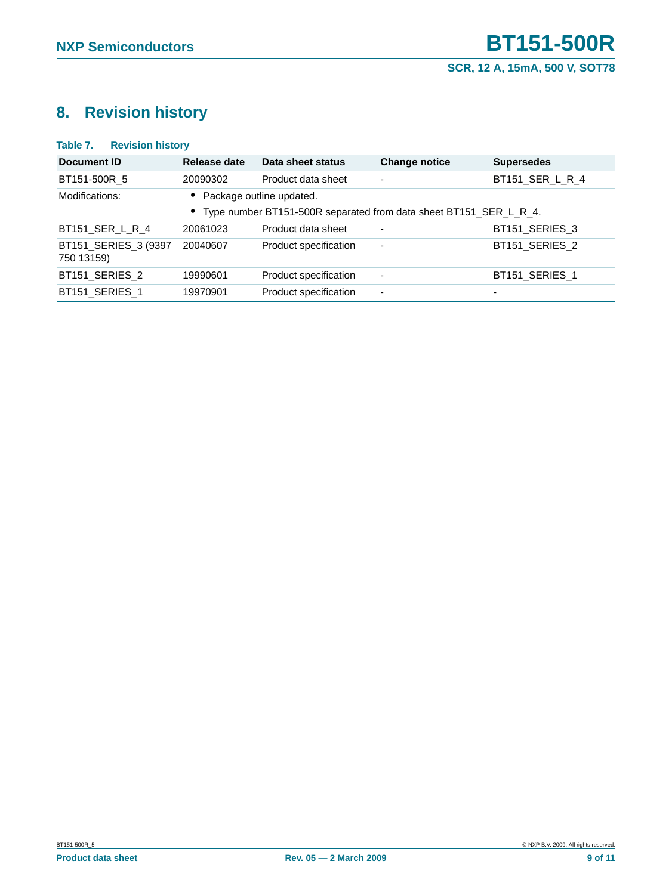## 8. Revision history

**Table 7. Revision history**

| Document ID | Release date | Data sheet status | Change notice | Supersedes |
|---|---|---|---|---|
| BT151-500R_5 | 20090302 | Product data sheet | - | BT151_SER_L_R_4 |
| Modifications: | • Package outline updated. • Type number BT151-500R separated from data sheet BT151_SER_L_R_4. | | | |
| BT151_SER_L_R_4 | 20061023 | Product data sheet | - | BT151_SERIES_3 |
| BT151_SERIES_3 (9397 750 13159) | 20040607 | Product specification | - | BT151_SERIES_2 |
| BT151_SERIES_2 | 19990601 | Product specification | - | BT151_SERIES_1 |
| BT151_SERIES_1 | 19970901 | Product specification | - | - |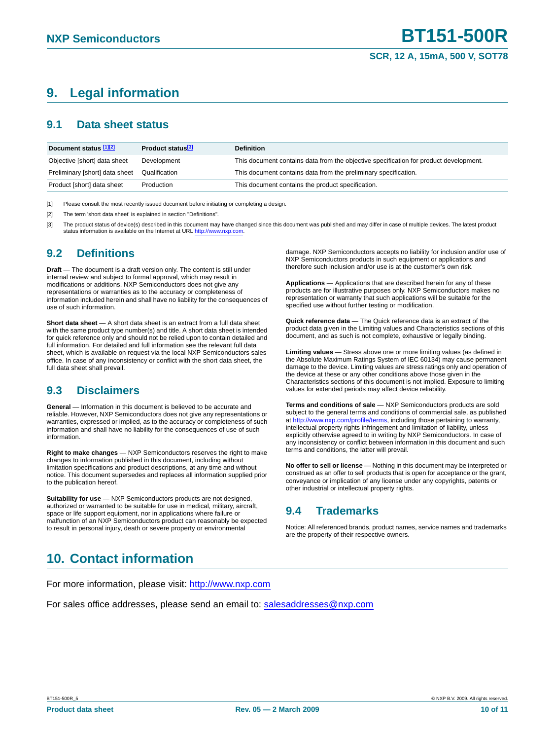# 9. Legal information

## 9.1 Data sheet status

| Document status [1][2] | Product status[3] | Definition |
|---|---|---|
| Objective [short] data sheet | Development | This document contains data from the objective specification for product development. |
| Preliminary [short] data sheet | Qualification | This document contains data from the preliminary specification. |
| Product [short] data sheet | Production | This document contains the product specification. |

[1] Please consult the most recently issued document before initiating or completing a design.

[2] The term 'short data sheet' is explained in section "Definitions".

[3] The product status of device(s) described in this document may have changed since this document was published and may differ in case of multiple devices. The latest product status information is available on the Internet at URL http://www.nxp.com.

## 9.2 Definitions

**Draft** — The document is a draft version only. The content is still under internal review and subject to formal approval, which may result in modifications or additions. NXP Semiconductors does not give any representations or warranties as to the accuracy or completeness of information included herein and shall have no liability for the consequences of use of such information.

**Short data sheet** — A short data sheet is an extract from a full data sheet with the same product type number(s) and title. A short data sheet is intended for quick reference only and should not be relied upon to contain detailed and full information. For detailed and full information see the relevant full data sheet, which is available on request via the local NXP Semiconductors sales office. In case of any inconsistency or conflict with the short data sheet, the full data sheet shall prevail.

## 9.3 Disclaimers

**General** — Information in this document is believed to be accurate and reliable. However, NXP Semiconductors does not give any representations or warranties, expressed or implied, as to the accuracy or completeness of such information and shall have no liability for the consequences of use of such information.

**Right to make changes** — NXP Semiconductors reserves the right to make changes to information published in this document, including without limitation specifications and product descriptions, at any time and without notice. This document supersedes and replaces all information supplied prior to the publication hereof.

**Suitability for use** — NXP Semiconductors products are not designed, authorized or warranted to be suitable for use in medical, military, aircraft, space or life support equipment, nor in applications where failure or malfunction of an NXP Semiconductors product can reasonably be expected to result in personal injury, death or severe property or environmental damage. NXP Semiconductors accepts no liability for inclusion and/or use of NXP Semiconductors products in such equipment or applications and therefore such inclusion and/or use is at the customer's own risk.

**Applications** — Applications that are described herein for any of these products are for illustrative purposes only. NXP Semiconductors makes no representation or warranty that such applications will be suitable for the specified use without further testing or modification.

**Quick reference data** — The Quick reference data is an extract of the product data given in the Limiting values and Characteristics sections of this document, and as such is not complete, exhaustive or legally binding.

**Limiting values** — Stress above one or more limiting values (as defined in the Absolute Maximum Ratings System of IEC 60134) may cause permanent damage to the device. Limiting values are stress ratings only and operation of the device at these or any other conditions above those given in the Characteristics sections of this document is not implied. Exposure to limiting values for extended periods may affect device reliability.

**Terms and conditions of sale** — NXP Semiconductors products are sold subject to the general terms and conditions of commercial sale, as published at http://www.nxp.com/profile/terms, including those pertaining to warranty, intellectual property rights infringement and limitation of liability, unless explicitly otherwise agreed to in writing by NXP Semiconductors. In case of any inconsistency or conflict between information in this document and such terms and conditions, the latter will prevail.

**No offer to sell or license** — Nothing in this document may be interpreted or construed as an offer to sell products that is open for acceptance or the grant, conveyance or implication of any license under any copyrights, patents or other industrial or intellectual property rights.

## 9.4 Trademarks

Notice: All referenced brands, product names, service names and trademarks are the property of their respective owners.

# 10. Contact information

For more information, please visit: http://www.nxp.com

For sales office addresses, please send an email to: salesaddresses@nxp.com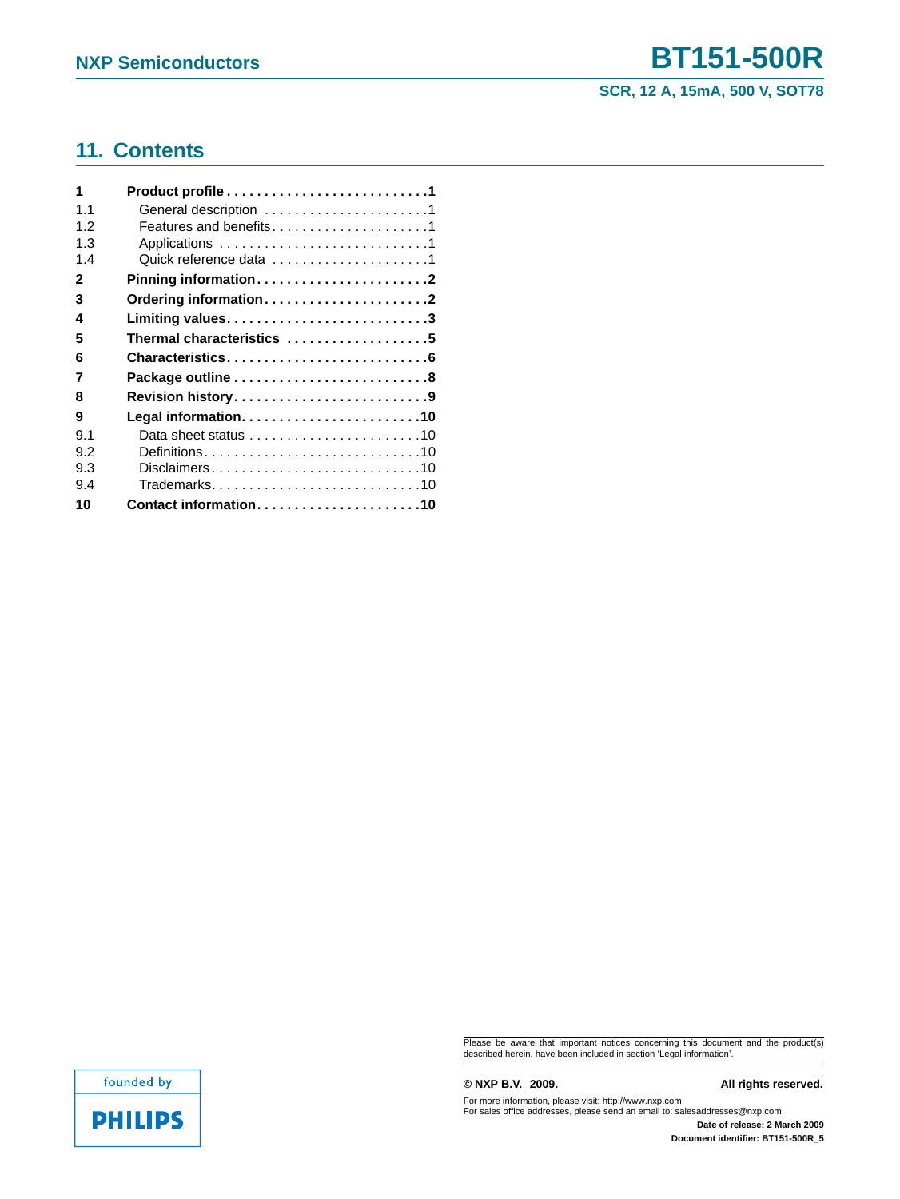## 11. Contents

| | | |
|---|---|---|
| **1** | **Product profile** | **1** |
| 1.1 | General description | 1 |
| 1.2 | Features and benefits | 1 |
| 1.3 | Applications | 1 |
| 1.4 | Quick reference data | 1 |
| **2** | **Pinning information** | **2** |
| **3** | **Ordering information** | **2** |
| **4** | **Limiting values** | **3** |
| **5** | **Thermal characteristics** | **5** |
| **6** | **Characteristics** | **6** |
| **7** | **Package outline** | **8** |
| **8** | **Revision history** | **9** |
| **9** | **Legal information** | **10** |
| 9.1 | Data sheet status | 10 |
| 9.2 | Definitions | 10 |
| 9.3 | Disclaimers | 10 |
| 9.4 | Trademarks | 10 |
| **10** | **Contact information** | **10** |

Please be aware that important notices concerning this document and the product(s) described herein, have been included in section 'Legal information'.

**© NXP B.V. 2009. All rights reserved.**

For more information, please visit: http://www.nxp.com
For sales office addresses, please send an email to: salesaddresses@nxp.com

**Date of release: 2 March 2009**

**Document identifier: BT151-500R_5**

founded by

PHILIPS